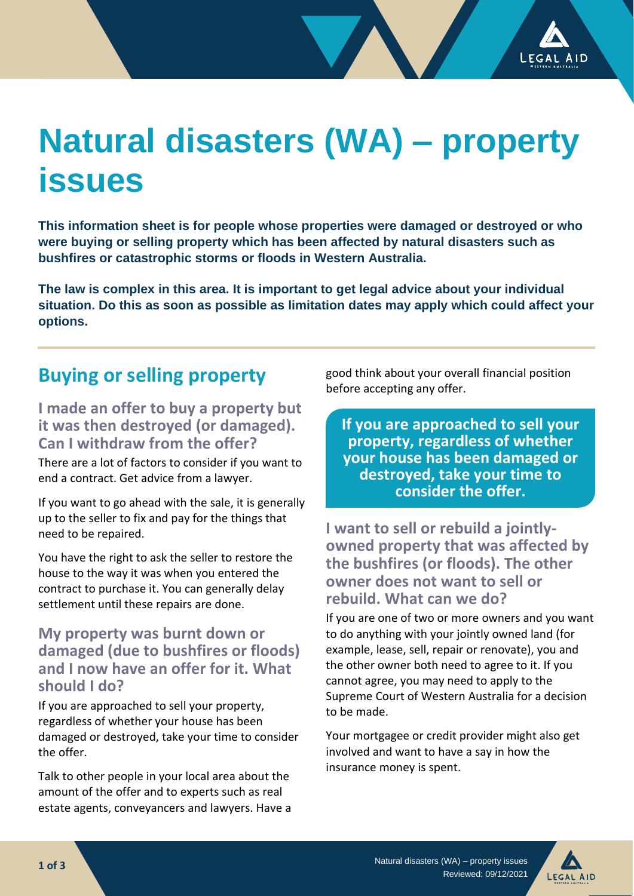# Natural disasters (WA) – property issues

**This information sheet is for people whose properties were damaged or destroyed or who were buying or selling property which has been affected by natural disasters such as bushfires or catastrophic storms or floods in Western Australia.**

**The law is complex in this area. It is important to get legal advice about your individual situation. Do this as soon as possible as limitation dates may apply which could affect your options.**

## Buying or selling property

### I made an offer to buy a property but it was then destroyed (or damaged). Can I withdraw from the offer?

There are a lot of factors to consider if you want to end a contract. Get advice from a lawyer.

If you want to go ahead with the sale, it is generally up to the seller to fix and pay for the things that need to be repaired.

You have the right to ask the seller to restore the house to the way it was when you entered the contract to purchase it. You can generally delay settlement until these repairs are done.

### My property was burnt down or damaged (due to bushfires or floods) and I now have an offer for it. What should I do?

If you are approached to sell your property, regardless of whether your house has been damaged or destroyed, take your time to consider the offer.

Talk to other people in your local area about the amount of the offer and to experts such as real estate agents, conveyancers and lawyers. Have a good think about your overall financial position before accepting any offer.

**If you are approached to sell your property, regardless of whether your house has been damaged or destroyed, take your time to consider the offer.**

### I want to sell or rebuild a jointly-owned property that was affected by the bushfires (or floods). The other owner does not want to sell or rebuild. What can we do?

If you are one of two or more owners and you want to do anything with your jointly owned land (for example, lease, sell, repair or renovate), you and the other owner both need to agree to it. If you cannot agree, you may need to apply to the Supreme Court of Western Australia for a decision to be made.

Your mortgagee or credit provider might also get involved and want to have a say in how the insurance money is spent.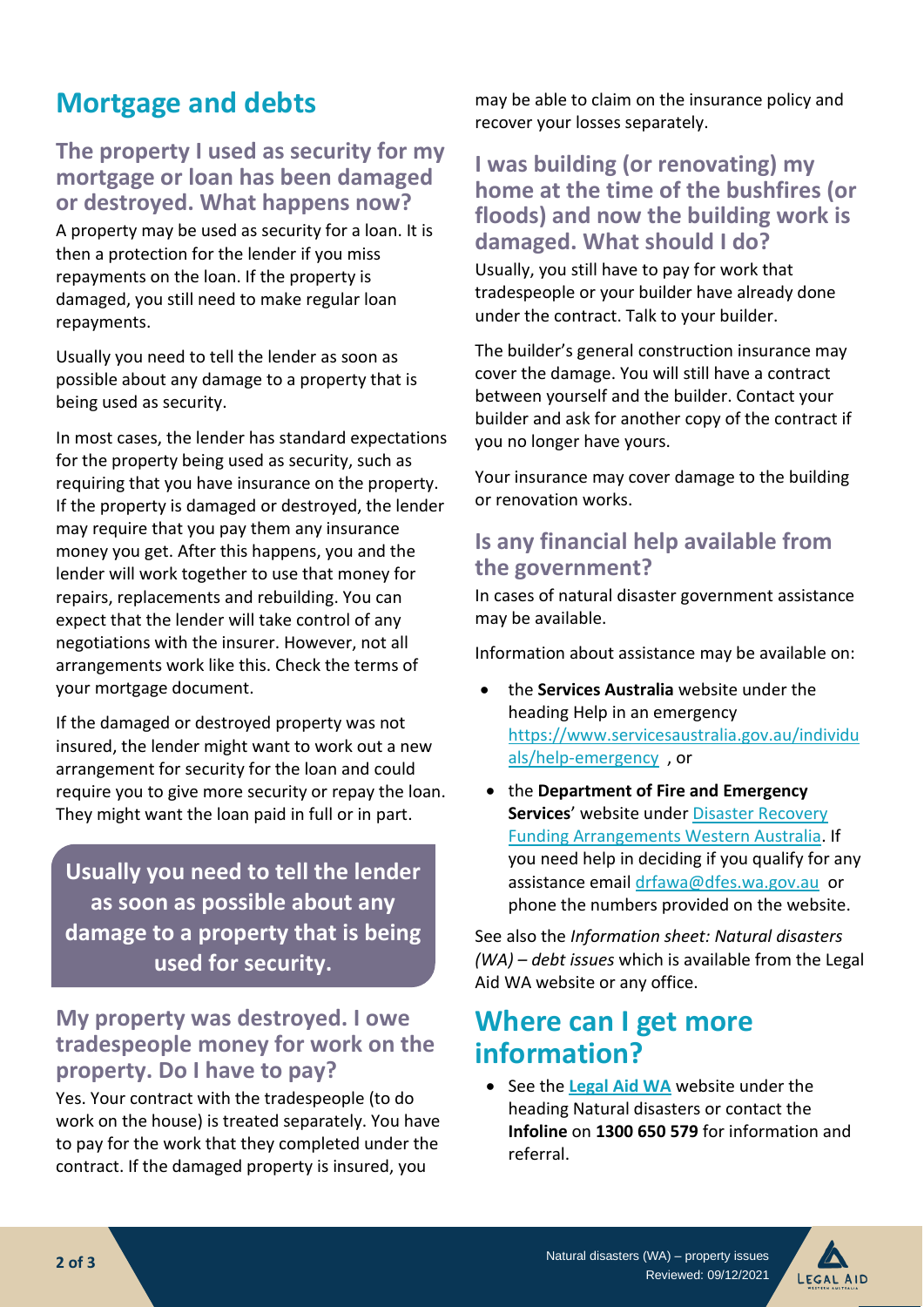# Mortgage and debts

## The property I used as security for my mortgage or loan has been damaged or destroyed. What happens now?

A property may be used as security for a loan. It is then a protection for the lender if you miss repayments on the loan. If the property is damaged, you still need to make regular loan repayments.

Usually you need to tell the lender as soon as possible about any damage to a property that is being used as security.

In most cases, the lender has standard expectations for the property being used as security, such as requiring that you have insurance on the property. If the property is damaged or destroyed, the lender may require that you pay them any insurance money you get. After this happens, you and the lender will work together to use that money for repairs, replacements and rebuilding. You can expect that the lender will take control of any negotiations with the insurer. However, not all arrangements work like this. Check the terms of your mortgage document.

If the damaged or destroyed property was not insured, the lender might want to work out a new arrangement for security for the loan and could require you to give more security or repay the loan. They might want the loan paid in full or in part.

**Usually you need to tell the lender as soon as possible about any damage to a property that is being used for security.**

## My property was destroyed. I owe tradespeople money for work on the property. Do I have to pay?

Yes. Your contract with the tradespeople (to do work on the house) is treated separately. You have to pay for the work that they completed under the contract. If the damaged property is insured, you may be able to claim on the insurance policy and recover your losses separately.

## I was building (or renovating) my home at the time of the bushfires (or floods) and now the building work is damaged. What should I do?

Usually, you still have to pay for work that tradespeople or your builder have already done under the contract. Talk to your builder.

The builder's general construction insurance may cover the damage. You will still have a contract between yourself and the builder. Contact your builder and ask for another copy of the contract if you no longer have yours.

Your insurance may cover damage to the building or renovation works.

### Is any financial help available from the government?

In cases of natural disaster government assistance may be available.

Information about assistance may be available on:

- the **Services Australia** website under the heading Help in an emergency https://www.servicesaustralia.gov.au/individuals/help-emergency , or
- the **Department of Fire and Emergency Services**' website under Disaster Recovery Funding Arrangements Western Australia. If you need help in deciding if you qualify for any assistance email drfawa@dfes.wa.gov.au or phone the numbers provided on the website.

See also the *Information sheet: Natural disasters (WA) – debt issues* which is available from the Legal Aid WA website or any office.

# Where can I get more information?

- See the **Legal Aid WA** website under the heading Natural disasters or contact the **Infoline** on **1300 650 579** for information and referral.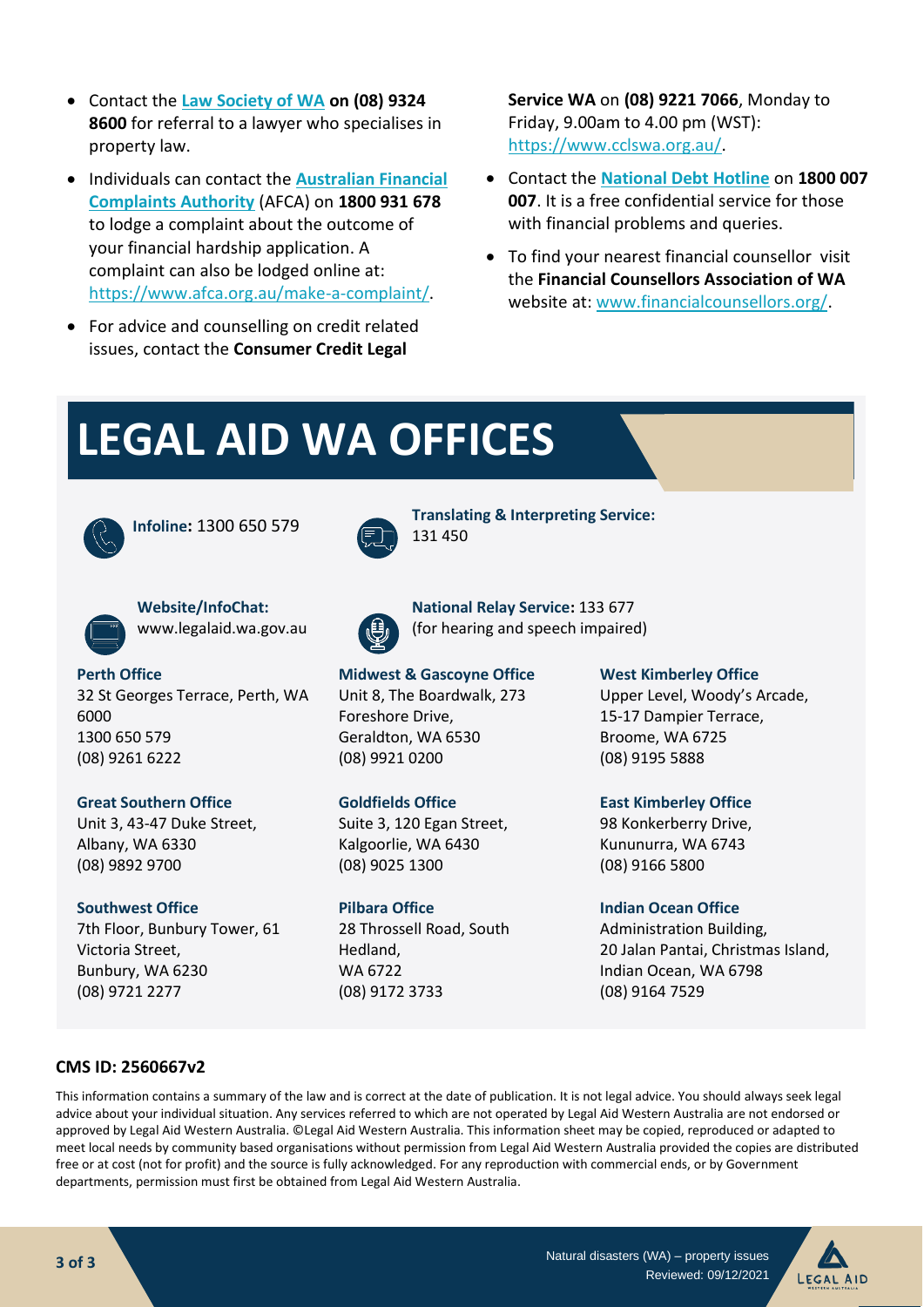- Contact the **Law Society of WA on (08) 9324 8600** for referral to a lawyer who specialises in property law.
- Individuals can contact the **Australian Financial Complaints Authority** (AFCA) on **1800 931 678** to lodge a complaint about the outcome of your financial hardship application. A complaint can also be lodged online at: https://www.afca.org.au/make-a-complaint/.
- For advice and counselling on credit related issues, contact the **Consumer Credit Legal Service WA** on **(08) 9221 7066**, Monday to Friday, 9.00am to 4.00 pm (WST): https://www.cclswa.org.au/.
- Contact the **National Debt Hotline** on **1800 007 007**. It is a free confidential service for those with financial problems and queries.
- To find your nearest financial counsellor visit the **Financial Counsellors Association of WA** website at: www.financialcounsellors.org/.

# LEGAL AID WA OFFICES

**Infoline:** 1300 650 579

**Translating & Interpreting Service:** 131 450

**Website/InfoChat:** www.legalaid.wa.gov.au

**National Relay Service:** 133 677 (for hearing and speech impaired)

**Perth Office**
32 St Georges Terrace, Perth, WA 6000
1300 650 579
(08) 9261 6222

**Great Southern Office**
Unit 3, 43-47 Duke Street,
Albany, WA 6330
(08) 9892 9700

**Southwest Office**
7th Floor, Bunbury Tower, 61 Victoria Street,
Bunbury, WA 6230
(08) 9721 2277

**Midwest & Gascoyne Office**
Unit 8, The Boardwalk, 273 Foreshore Drive,
Geraldton, WA 6530
(08) 9921 0200

**Goldfields Office**
Suite 3, 120 Egan Street,
Kalgoorlie, WA 6430
(08) 9025 1300

**Pilbara Office**
28 Throssell Road, South Hedland,
WA 6722
(08) 9172 3733

**West Kimberley Office**
Upper Level, Woody's Arcade,
15-17 Dampier Terrace,
Broome, WA 6725
(08) 9195 5888

**East Kimberley Office**
98 Konkerberry Drive,
Kununurra, WA 6743
(08) 9166 5800

**Indian Ocean Office**
Administration Building,
20 Jalan Pantai, Christmas Island,
Indian Ocean, WA 6798
(08) 9164 7529

**CMS ID: 2560667v2**

This information contains a summary of the law and is correct at the date of publication. It is not legal advice. You should always seek legal advice about your individual situation. Any services referred to which are not operated by Legal Aid Western Australia are not endorsed or approved by Legal Aid Western Australia. ©Legal Aid Western Australia. This information sheet may be copied, reproduced or adapted to meet local needs by community based organisations without permission from Legal Aid Western Australia provided the copies are distributed free or at cost (not for profit) and the source is fully acknowledged. For any reproduction with commercial ends, or by Government departments, permission must first be obtained from Legal Aid Western Australia.